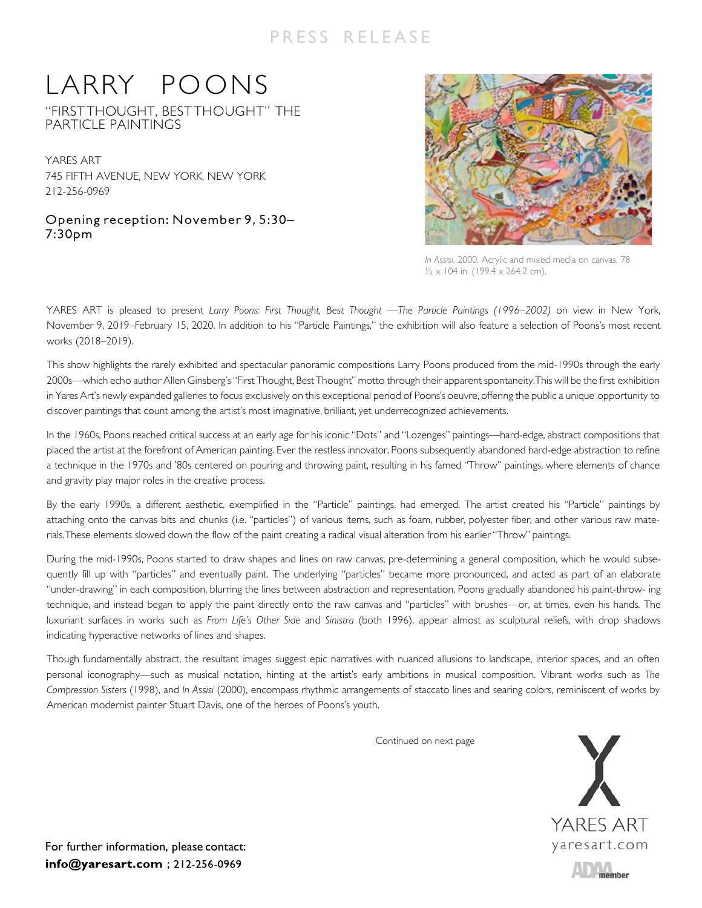PRESS RELEASE

# LARRY POONS

## "FIRST THOUGHT, BEST THOUGHT" THE PARTICLE PAINTINGS

YARES ART
745 FIFTH AVENUE, NEW YORK, NEW YORK
212-256-0969

**Opening reception: November 9, 5:30–7:30pm**

*In Assisi*, 2000. Acrylic and mixed media on canvas, 78 ½ x 104 in. (199.4 x 264.2 cm).

YARES ART is pleased to present *Larry Poons: First Thought, Best Thought —The Particle Paintings (1996–2002)* on view in New York, November 9, 2019–February 15, 2020. In addition to his "Particle Paintings," the exhibition will also feature a selection of Poons's most recent works (2018–2019).

This show highlights the rarely exhibited and spectacular panoramic compositions Larry Poons produced from the mid-1990s through the early 2000s—which echo author Allen Ginsberg's "First Thought, Best Thought" motto through their apparent spontaneity. This will be the first exhibition in Yares Art's newly expanded galleries to focus exclusively on this exceptional period of Poons's oeuvre, offering the public a unique opportunity to discover paintings that count among the artist's most imaginative, brilliant, yet underrecognized achievements.

In the 1960s, Poons reached critical success at an early age for his iconic "Dots" and "Lozenges" paintings—hard-edge, abstract compositions that placed the artist at the forefront of American painting. Ever the restless innovator, Poons subsequently abandoned hard-edge abstraction to refine a technique in the 1970s and '80s centered on pouring and throwing paint, resulting in his famed "Throw" paintings, where elements of chance and gravity play major roles in the creative process.

By the early 1990s, a different aesthetic, exemplified in the "Particle" paintings, had emerged. The artist created his "Particle" paintings by attaching onto the canvas bits and chunks (i.e. "particles") of various items, such as foam, rubber, polyester fiber, and other various raw materials. These elements slowed down the flow of the paint creating a radical visual alteration from his earlier "Throw" paintings.

During the mid-1990s, Poons started to draw shapes and lines on raw canvas, pre-determining a general composition, which he would subsequently fill up with "particles" and eventually paint. The underlying "particles" became more pronounced, and acted as part of an elaborate "under-drawing" in each composition, blurring the lines between abstraction and representation. Poons gradually abandoned his paint-throwing technique, and instead began to apply the paint directly onto the raw canvas and "particles" with brushes—or, at times, even his hands. The luxuriant surfaces in works such as *From Life's Other Side* and *Sinistra* (both 1996), appear almost as sculptural reliefs, with drop shadows indicating hyperactive networks of lines and shapes.

Though fundamentally abstract, the resultant images suggest epic narratives with nuanced allusions to landscape, interior spaces, and an often personal iconography—such as musical notation, hinting at the artist's early ambitions in musical composition. Vibrant works such as *The Compression Sisters* (1998), and *In Assisi* (2000), encompass rhythmic arrangements of staccato lines and searing colors, reminiscent of works by American modernist painter Stuart Davis, one of the heroes of Poons's youth.

Continued on next page

YARES ART
yaresart.com

For further information, please contact:
**info@yaresart.com** ; 212-256-0969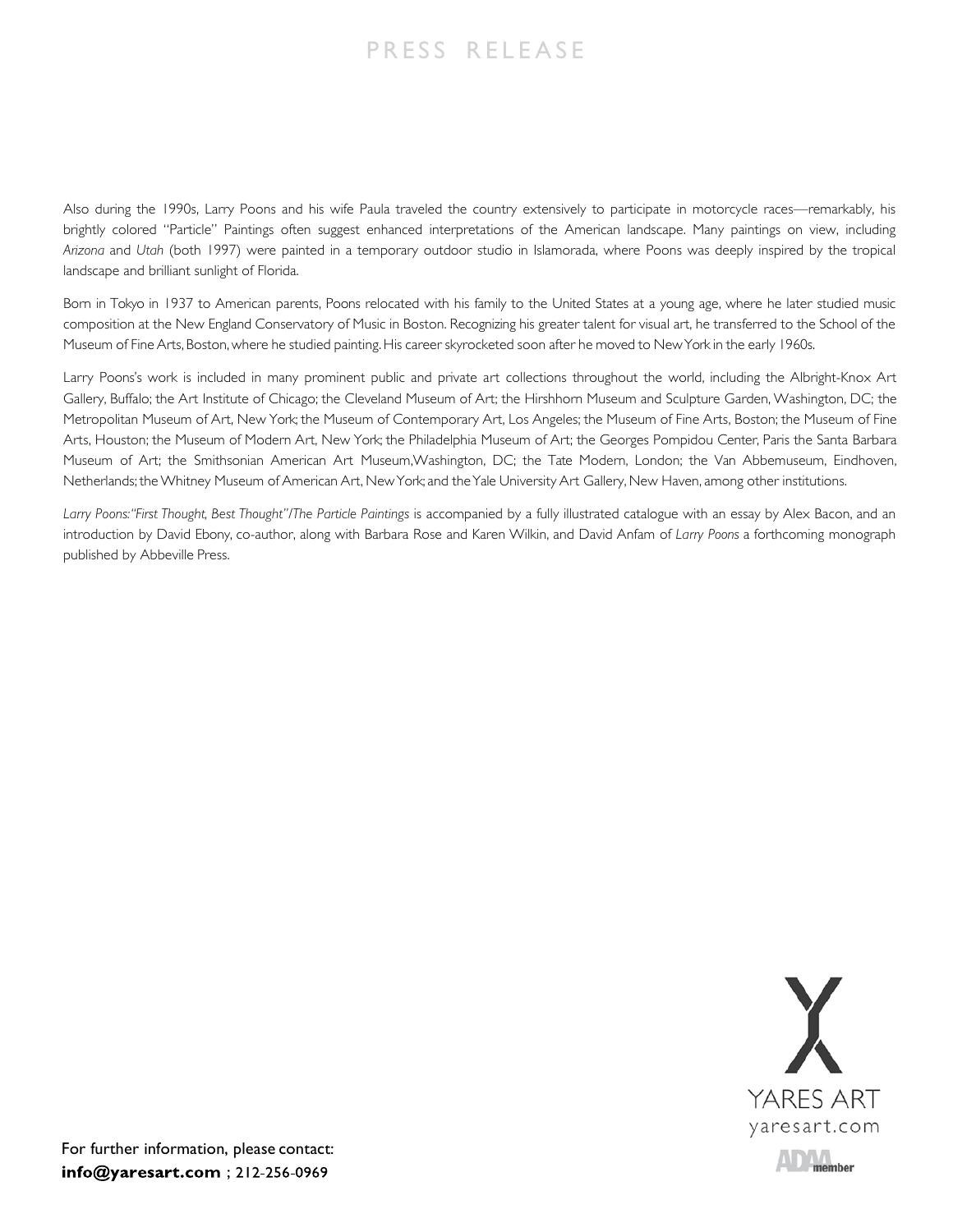Also during the 1990s, Larry Poons and his wife Paula traveled the country extensively to participate in motorcycle races—remarkably, his brightly colored "Particle" Paintings often suggest enhanced interpretations of the American landscape. Many paintings on view, including *Arizona* and *Utah* (both 1997) were painted in a temporary outdoor studio in Islamorada, where Poons was deeply inspired by the tropical landscape and brilliant sunlight of Florida.

Born in Tokyo in 1937 to American parents, Poons relocated with his family to the United States at a young age, where he later studied music composition at the New England Conservatory of Music in Boston. Recognizing his greater talent for visual art, he transferred to the School of the Museum of Fine Arts, Boston, where he studied painting. His career skyrocketed soon after he moved to New York in the early 1960s.

Larry Poons's work is included in many prominent public and private art collections throughout the world, including the Albright-Knox Art Gallery, Buffalo; the Art Institute of Chicago; the Cleveland Museum of Art; the Hirshhorn Museum and Sculpture Garden, Washington, DC; the Metropolitan Museum of Art, New York; the Museum of Contemporary Art, Los Angeles; the Museum of Fine Arts, Boston; the Museum of Fine Arts, Houston; the Museum of Modern Art, New York; the Philadelphia Museum of Art; the Georges Pompidou Center, Paris the Santa Barbara Museum of Art; the Smithsonian American Art Museum,Washington, DC; the Tate Modern, London; the Van Abbemuseum, Eindhoven, Netherlands; the Whitney Museum of American Art, New York; and the Yale University Art Gallery, New Haven, among other institutions.

*Larry Poons:"First Thought, Best Thought"/The Particle Paintings* is accompanied by a fully illustrated catalogue with an essay by Alex Bacon, and an introduction by David Ebony, co-author, along with Barbara Rose and Karen Wilkin, and David Anfam of *Larry Poons* a forthcoming monograph published by Abbeville Press.

For further information, please contact:
**info@yaresart.com** ; 212-256-0969

YARES ART
yaresart.com